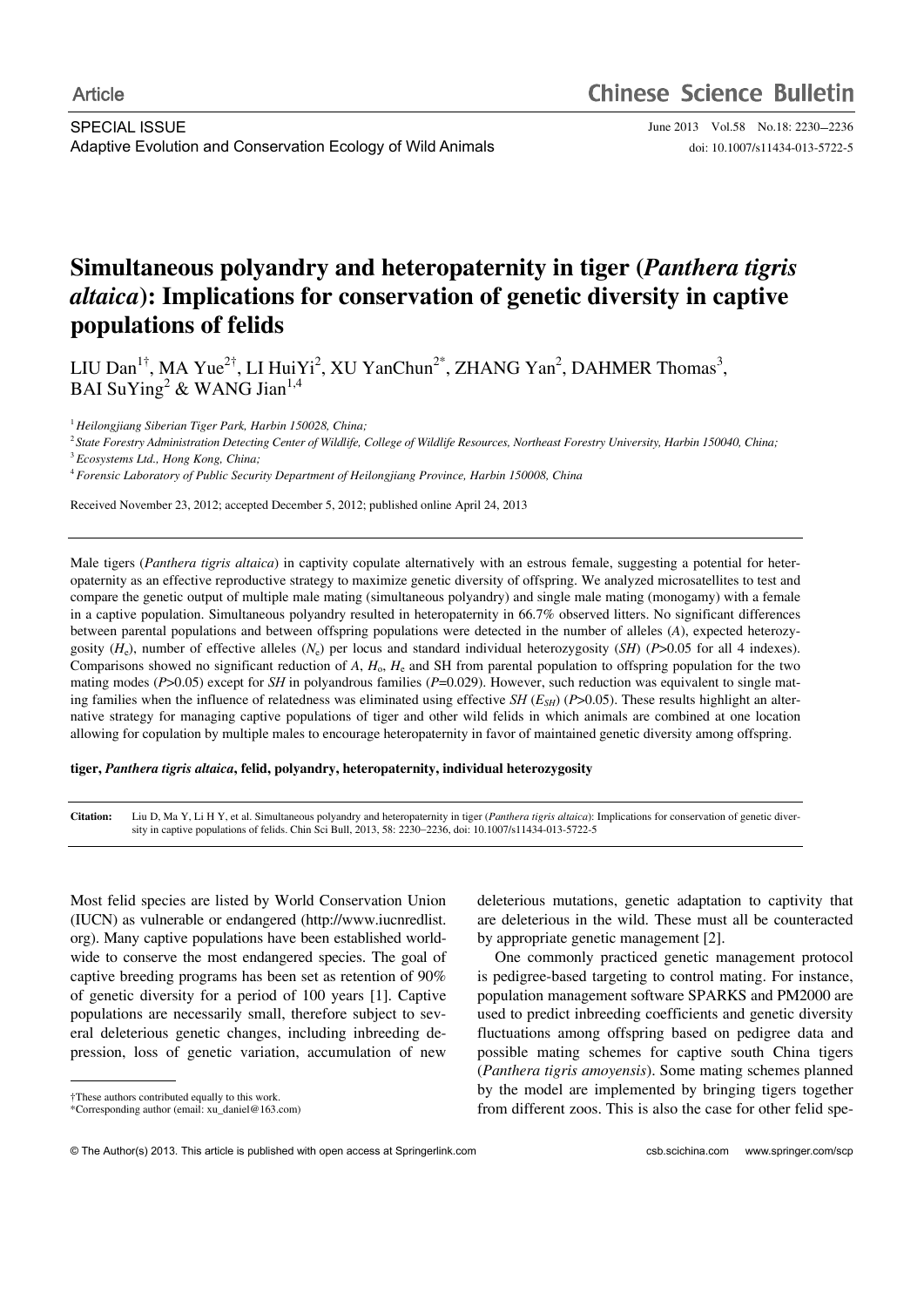Article

SPECIAL ISSUE
Adaptive Evolution and Conservation Ecology of Wild Animals

doi: 10.1007/s11434-013-5722-5

# Simultaneous polyandry and heteropaternity in tiger (*Panthera tigris altaica*): Implications for conservation of genetic diversity in captive populations of felids

LIU Dan[1†], MA Yue[2†], LI HuiYi[2], XU YanChun[2*], ZHANG Yan[2], DAHMER Thomas[3], BAI SuYing[2] & WANG Jian[1,4]

[1] *Heilongjiang Siberian Tiger Park, Harbin 150028, China;*

[2] *State Forestry Administration Detecting Center of Wildlife, College of Wildlife Resources, Northeast Forestry University, Harbin 150040, China;*

[3] *Ecosystems Ltd., Hong Kong, China;*

[4] *Forensic Laboratory of Public Security Department of Heilongjiang Province, Harbin 150008, China*

Received November 23, 2012; accepted December 5, 2012; published online April 24, 2013

Male tigers (*Panthera tigris altaica*) in captivity copulate alternatively with an estrous female, suggesting a potential for heteropaternity as an effective reproductive strategy to maximize genetic diversity of offspring. We analyzed microsatellites to test and compare the genetic output of multiple male mating (simultaneous polyandry) and single male mating (monogamy) with a female in a captive population. Simultaneous polyandry resulted in heteropaternity in 66.7% observed litters. No significant differences between parental populations and between offspring populations were detected in the number of alleles (*A*), expected heterozygosity ($H_e$), number of effective alleles ($N_e$) per locus and standard individual heterozygosity (*SH*) ($P$>0.05 for all 4 indexes). Comparisons showed no significant reduction of *A*, $H_o$, $H_e$ and SH from parental population to offspring population for the two mating modes ($P$>0.05) except for *SH* in polyandrous families ($P$=0.029). However, such reduction was equivalent to single mating families when the influence of relatedness was eliminated using effective *SH* ($E_{SH}$) ($P$>0.05). These results highlight an alternative strategy for managing captive populations of tiger and other wild felids in which animals are combined at one location allowing for copulation by multiple males to encourage heteropaternity in favor of maintained genetic diversity among offspring.

**tiger, *Panthera tigris altaica*, felid, polyandry, heteropaternity, individual heterozygosity**

**Citation:** Liu D, Ma Y, Li H Y, et al. Simultaneous polyandry and heteropaternity in tiger (*Panthera tigris altaica*): Implications for conservation of genetic diversity in captive populations of felids. Chin Sci Bull, 2013, 58: 2230–2236, doi: 10.1007/s11434-013-5722-5

Most felid species are listed by World Conservation Union (IUCN) as vulnerable or endangered (http://www.iucnredlist.org). Many captive populations have been established worldwide to conserve the most endangered species. The goal of captive breeding programs has been set as retention of 90% of genetic diversity for a period of 100 years [1]. Captive populations are necessarily small, therefore subject to several deleterious genetic changes, including inbreeding depression, loss of genetic variation, accumulation of new deleterious mutations, genetic adaptation to captivity that are deleterious in the wild. These must all be counteracted by appropriate genetic management [2].

One commonly practiced genetic management protocol is pedigree-based targeting to control mating. For instance, population management software SPARKS and PM2000 are used to predict inbreeding coefficients and genetic diversity fluctuations among offspring based on pedigree data and possible mating schemes for captive south China tigers (*Panthera tigris amoyensis*). Some mating schemes planned by the model are implemented by bringing tigers together from different zoos. This is also the case for other felid spe-

†These authors contributed equally to this work.
*Corresponding author (email: xu_daniel@163.com)

© The Author(s) 2013. This article is published with open access at Springerlink.com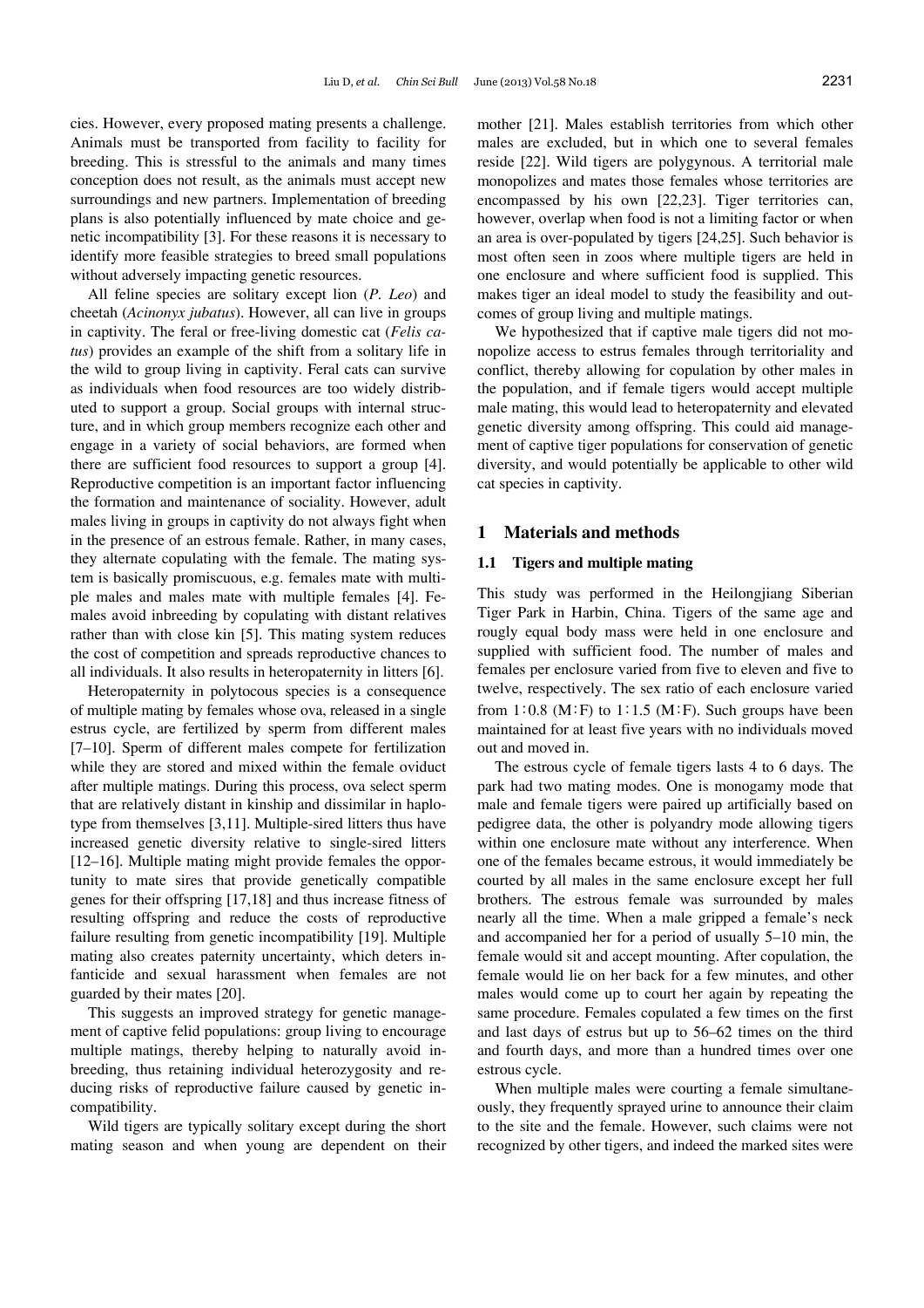cies. However, every proposed mating presents a challenge. Animals must be transported from facility to facility for breeding. This is stressful to the animals and many times conception does not result, as the animals must accept new surroundings and new partners. Implementation of breeding plans is also potentially influenced by mate choice and genetic incompatibility [3]. For these reasons it is necessary to identify more feasible strategies to breed small populations without adversely impacting genetic resources.

All feline species are solitary except lion (*P. Leo*) and cheetah (*Acinonyx jubatus*). However, all can live in groups in captivity. The feral or free-living domestic cat (*Felis catus*) provides an example of the shift from a solitary life in the wild to group living in captivity. Feral cats can survive as individuals when food resources are too widely distributed to support a group. Social groups with internal structure, and in which group members recognize each other and engage in a variety of social behaviors, are formed when there are sufficient food resources to support a group [4]. Reproductive competition is an important factor influencing the formation and maintenance of sociality. However, adult males living in groups in captivity do not always fight when in the presence of an estrous female. Rather, in many cases, they alternate copulating with the female. The mating system is basically promiscuous, e.g. females mate with multiple males and males mate with multiple females [4]. Females avoid inbreeding by copulating with distant relatives rather than with close kin [5]. This mating system reduces the cost of competition and spreads reproductive chances to all individuals. It also results in heteropaternity in litters [6].

Heteropaternity in polytocous species is a consequence of multiple mating by females whose ova, released in a single estrus cycle, are fertilized by sperm from different males [7–10]. Sperm of different males compete for fertilization while they are stored and mixed within the female oviduct after multiple matings. During this process, ova select sperm that are relatively distant in kinship and dissimilar in haplotype from themselves [3,11]. Multiple-sired litters thus have increased genetic diversity relative to single-sired litters [12–16]. Multiple mating might provide females the opportunity to mate sires that provide genetically compatible genes for their offspring [17,18] and thus increase fitness of resulting offspring and reduce the costs of reproductive failure resulting from genetic incompatibility [19]. Multiple mating also creates paternity uncertainty, which deters infanticide and sexual harassment when females are not guarded by their mates [20].

This suggests an improved strategy for genetic management of captive felid populations: group living to encourage multiple matings, thereby helping to naturally avoid inbreeding, thus retaining individual heterozygosity and reducing risks of reproductive failure caused by genetic incompatibility.

Wild tigers are typically solitary except during the short mating season and when young are dependent on their mother [21]. Males establish territories from which other males are excluded, but in which one to several females reside [22]. Wild tigers are polygynous. A territorial male monopolizes and mates those females whose territories are encompassed by his own [22,23]. Tiger territories can, however, overlap when food is not a limiting factor or when an area is over-populated by tigers [24,25]. Such behavior is most often seen in zoos where multiple tigers are held in one enclosure and where sufficient food is supplied. This makes tiger an ideal model to study the feasibility and outcomes of group living and multiple matings.

We hypothesized that if captive male tigers did not monopolize access to estrus females through territoriality and conflict, thereby allowing for copulation by other males in the population, and if female tigers would accept multiple male mating, this would lead to heteropaternity and elevated genetic diversity among offspring. This could aid management of captive tiger populations for conservation of genetic diversity, and would potentially be applicable to other wild cat species in captivity.

## 1 Materials and methods

### 1.1 Tigers and multiple mating

This study was performed in the Heilongjiang Siberian Tiger Park in Harbin, China. Tigers of the same age and roughly equal body mass were held in one enclosure and supplied with sufficient food. The number of males and females per enclosure varied from five to eleven and five to twelve, respectively. The sex ratio of each enclosure varied from 1∶0.8 (M∶F) to 1∶1.5 (M∶F). Such groups have been maintained for at least five years with no individuals moved out and moved in.

The estrous cycle of female tigers lasts 4 to 6 days. The park had two mating modes. One is monogamy mode that male and female tigers were paired up artificially based on pedigree data, the other is polyandry mode allowing tigers within one enclosure mate without any interference. When one of the females became estrous, it would immediately be courted by all males in the same enclosure except her full brothers. The estrous female was surrounded by males nearly all the time. When a male gripped a female's neck and accompanied her for a period of usually 5–10 min, the female would sit and accept mounting. After copulation, the female would lie on her back for a few minutes, and other males would come up to court her again by repeating the same procedure. Females copulated a few times on the first and last days of estrus but up to 56–62 times on the third and fourth days, and more than a hundred times over one estrous cycle.

When multiple males were courting a female simultaneously, they frequently sprayed urine to announce their claim to the site and the female. However, such claims were not recognized by other tigers, and indeed the marked sites were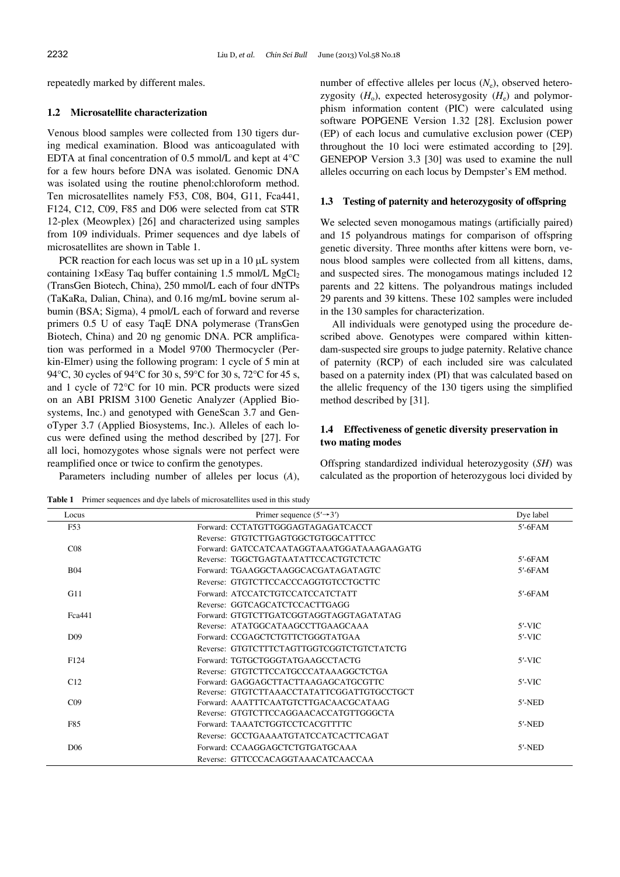repeatedly marked by different males.

### 1.2 Microsatellite characterization

Venous blood samples were collected from 130 tigers during medical examination. Blood was anticoagulated with EDTA at final concentration of 0.5 mmol/L and kept at 4°C for a few hours before DNA was isolated. Genomic DNA was isolated using the routine phenol:chloroform method. Ten microsatellites namely F53, C08, B04, G11, Fca441, F124, C12, C09, F85 and D06 were selected from cat STR 12-plex (Meowplex) [26] and characterized using samples from 109 individuals. Primer sequences and dye labels of microsatellites are shown in Table 1.

PCR reaction for each locus was set up in a 10 μL system containing 1×Easy Taq buffer containing 1.5 mmol/L $MgCl_2$ (TransGen Biotech, China), 250 mmol/L each of four dNTPs (TaKaRa, Dalian, China), and 0.16 mg/mL bovine serum albumin (BSA; Sigma), 4 pmol/L each of forward and reverse primers 0.5 U of easy TaqE DNA polymerase (TransGen Biotech, China) and 20 ng genomic DNA. PCR amplification was performed in a Model 9700 Thermocycler (Perkin-Elmer) using the following program: 1 cycle of 5 min at 94°C, 30 cycles of 94°C for 30 s, 59°C for 30 s, 72°C for 45 s, and 1 cycle of 72°C for 10 min. PCR products were sized on an ABI PRISM 3100 Genetic Analyzer (Applied Biosystems, Inc.) and genotyped with GeneScan 3.7 and GenoTyper 3.7 (Applied Biosystems, Inc.). Alleles of each locus were defined using the method described by [27]. For all loci, homozygotes whose signals were not perfect were reamplified once or twice to confirm the genotypes.

Parameters including number of alleles per locus ($A$), number of effective alleles per locus ($N_e$), observed heterozygosity ($H_o$), expected heterosygosity ($H_e$) and polymorphism information content (PIC) were calculated using software POPGENE Version 1.32 [28]. Exclusion power (EP) of each locus and cumulative exclusion power (CEP) throughout the 10 loci were estimated according to [29]. GENEPOP Version 3.3 [30] was used to examine the null alleles occurring on each locus by Dempster's EM method.

### 1.3 Testing of paternity and heterozygosity of offspring

We selected seven monogamous matings (artificially paired) and 15 polyandrous matings for comparison of offspring genetic diversity. Three months after kittens were born, venous blood samples were collected from all kittens, dams, and suspected sires. The monogamous matings included 12 parents and 22 kittens. The polyandrous matings included 29 parents and 39 kittens. These 102 samples were included in the 130 samples for characterization.

All individuals were genotyped using the procedure described above. Genotypes were compared within kitten-dam-suspected sire groups to judge paternity. Relative chance of paternity (RCP) of each included sire was calculated based on a paternity index (PI) that was calculated based on the allelic frequency of the 130 tigers using the simplified method described by [31].

### 1.4 Effectiveness of genetic diversity preservation in two mating modes

Offspring standardized individual heterozygosity ($SH$) was calculated as the proportion of heterozygous loci divided by

**Table 1** Primer sequences and dye labels of microsatellites used in this study

| Locus | Primer sequence (5′→3′) | Dye label |
|---|---|---|
| F53 | Forward: CCTATGTTGGGAGTAGAGATCACCT | 5′-6FAM |
| | Reverse: GTGTCTTGAGTGGCTGTGGCATTTCC | |
| C08 | Forward: GATCCATCAATAGGTAAATGGATAAAGAAGATG | |
| | Reverse: TGGCTGAGTAATATTCCACTGTCTCTC | 5′-6FAM |
| B04 | Forward: TGAAGGCTAAGGCACGATAGATAGTC | 5′-6FAM |
| | Reverse: GTGTCTTCCACCCAGGTGTCCTGCTTC | |
| G11 | Forward: ATCCATCTGTCCATCCATCTATT | 5′-6FAM |
| | Reverse: GGTCAGCATCTCCACTTGAGG | |
| Fca441 | Forward: GTGTCTTGATCGGTAGGTAGGTAGATATAG | |
| | Reverse: ATATGGCATAAGCCTTGAAGCAAA | 5′-VIC |
| D09 | Forward: CCGAGCTCTGTTCTGGGTATGAA | 5′-VIC |
| | Reverse: GTGTCTTTCTAGTTGGTCGGTCTGTCTATCTG | |
| F124 | Forward: TGTGCTGGGTATGAAGCCTACTG | 5′-VIC |
| | Reverse: GTGTCTTCCATGCCCATAAAGGCTCTGA | |
| C12 | Forward: GAGGAGCTTACTTAAGAGCATGCGTTC | 5′-VIC |
| | Reverse: GTGTCTTAAACCTATATTCGGATTGTGCCTGCT | |
| C09 | Forward: AAATTTCAATGTCTTGACAACGCATAAG | 5′-NED |
| | Reverse: GTGTCTTCCAGGAACACCATGTTGGGCTA | |
| F85 | Forward: TAAATCTGGTCCTCACGTTTTC | 5′-NED |
| | Reverse: GCCTGAAAATGTATCCATCACTTCAGAT | |
| D06 | Forward: CCAAGGAGCTCTGTGATGCAAA | 5′-NED |
| | Reverse: GTTCCCACAGGTAAACATCAACCAA | |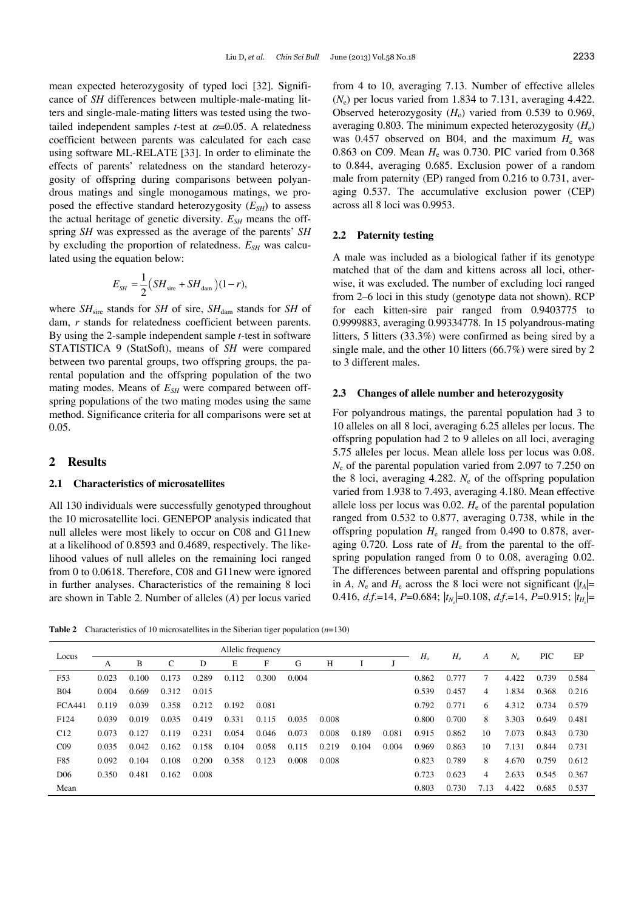mean expected heterozygosity of typed loci [32]. Significance of $SH$ differences between multiple-male-mating litters and single-male-mating litters was tested using the two-tailed independent samples $t$-test at $\alpha$=0.05. A relatedness coefficient between parents was calculated for each case using software ML-RELATE [33]. In order to eliminate the effects of parents' relatedness on the standard heterozygosity of offspring during comparisons between polyandrous matings and single monogamous matings, we proposed the effective standard heterozygosity ($E_{SH}$) to assess the actual heritage of genetic diversity. $E_{SH}$ means the offspring $SH$ was expressed as the average of the parents' $SH$ by excluding the proportion of relatedness. $E_{SH}$ was calculated using the equation below:

$$E_{SH} = \frac{1}{2}\left(SH_{\text{sire}} + SH_{\text{dam}}\right)(1-r),$$

where $SH_{\text{sire}}$ stands for $SH$ of sire, $SH_{\text{dam}}$ stands for $SH$ of dam, $r$ stands for relatedness coefficient between parents. By using the 2-sample independent sample $t$-test in software STATISTICA 9 (StatSoft), means of $SH$ were compared between two parental groups, two offspring groups, the parental population and the offspring population of the two mating modes. Means of $E_{SH}$ were compared between offspring populations of the two mating modes using the same method. Significance criteria for all comparisons were set at 0.05.

## 2 Results

### 2.1 Characteristics of microsatellites

All 130 individuals were successfully genotyped throughout the 10 microsatellite loci. GENEPOP analysis indicated that null alleles were most likely to occur on C08 and G11new at a likelihood of 0.8593 and 0.4689, respectively. The likelihood values of null alleles on the remaining loci ranged from 0 to 0.0618. Therefore, C08 and G11new were ignored in further analyses. Characteristics of the remaining 8 loci are shown in Table 2. Number of alleles ($A$) per locus varied from 4 to 10, averaging 7.13. Number of effective alleles ($N_e$) per locus varied from 1.834 to 7.131, averaging 4.422. Observed heterozygosity ($H_o$) varied from 0.539 to 0.969, averaging 0.803. The minimum expected heterozygosity ($H_e$) was 0.457 observed on B04, and the maximum $H_e$ was 0.863 on C09. Mean $H_e$ was 0.730. PIC varied from 0.368 to 0.844, averaging 0.685. Exclusion power of a random male from paternity (EP) ranged from 0.216 to 0.731, averaging 0.537. The accumulative exclusion power (CEP) across all 8 loci was 0.9953.

### 2.2 Paternity testing

A male was included as a biological father if its genotype matched that of the dam and kittens across all loci, otherwise, it was excluded. The number of excluding loci ranged from 2–6 loci in this study (genotype data not shown). RCP for each kitten-sire pair ranged from 0.9403775 to 0.9999883, averaging 0.99334778. In 15 polyandrous-mating litters, 5 litters (33.3%) were confirmed as being sired by a single male, and the other 10 litters (66.7%) were sired by 2 to 3 different males.

### 2.3 Changes of allele number and heterozygosity

For polyandrous matings, the parental population had 3 to 10 alleles on all 8 loci, averaging 6.25 alleles per locus. The offspring population had 2 to 9 alleles on all loci, averaging 5.75 alleles per locus. Mean allele loss per locus was 0.08. $N_e$ of the parental population varied from 2.097 to 7.250 on the 8 loci, averaging 4.282. $N_e$ of the offspring population varied from 1.938 to 7.493, averaging 4.180. Mean effective allele loss per locus was 0.02. $H_e$ of the parental population ranged from 0.532 to 0.877, averaging 0.738, while in the offspring population $H_e$ ranged from 0.490 to 0.878, averaging 0.720. Loss rate of $H_e$ from the parental to the offspring population ranged from 0 to 0.08, averaging 0.02. The differences between parental and offspring populations in $A$, $N_e$ and $H_e$ across the 8 loci were not significant ($|t_A|$= 0.416, $d.f.$=14, $P$=0.684; $|t_{N_e}|$=0.108, $d.f.$=14, $P$=0.915; $|t_{H_e}|$=

**Table 2** Characteristics of 10 microsatellites in the Siberian tiger population ($n$=130)

| Locus | Allelic frequency | | | | | | | | | | $H_o$ | $H_e$ | $A$ | $N_e$ | PIC | EP |
|---|---|---|---|---|---|---|---|---|---|---|---|---|---|---|---|---|
| | A | B | C | D | E | F | G | H | I | J | | | | | | |
| F53 | 0.023 | 0.100 | 0.173 | 0.289 | 0.112 | 0.300 | 0.004 | | | | 0.862 | 0.777 | 7 | 4.422 | 0.739 | 0.584 |
| B04 | 0.004 | 0.669 | 0.312 | 0.015 | | | | | | | 0.539 | 0.457 | 4 | 1.834 | 0.368 | 0.216 |
| FCA441 | 0.119 | 0.039 | 0.358 | 0.212 | 0.192 | 0.081 | | | | | 0.792 | 0.771 | 6 | 4.312 | 0.734 | 0.579 |
| F124 | 0.039 | 0.019 | 0.035 | 0.419 | 0.331 | 0.115 | 0.035 | 0.008 | | | 0.800 | 0.700 | 8 | 3.303 | 0.649 | 0.481 |
| C12 | 0.073 | 0.127 | 0.119 | 0.231 | 0.054 | 0.046 | 0.073 | 0.008 | 0.189 | 0.081 | 0.915 | 0.862 | 10 | 7.073 | 0.843 | 0.730 |
| C09 | 0.035 | 0.042 | 0.162 | 0.158 | 0.104 | 0.058 | 0.115 | 0.219 | 0.104 | 0.004 | 0.969 | 0.863 | 10 | 7.131 | 0.844 | 0.731 |
| F85 | 0.092 | 0.104 | 0.108 | 0.200 | 0.358 | 0.123 | 0.008 | 0.008 | | | 0.823 | 0.789 | 8 | 4.670 | 0.759 | 0.612 |
| D06 | 0.350 | 0.481 | 0.162 | 0.008 | | | | | | | 0.723 | 0.623 | 4 | 2.633 | 0.545 | 0.367 |
| Mean | | | | | | | | | | | 0.803 | 0.730 | 7.13 | 4.422 | 0.685 | 0.537 |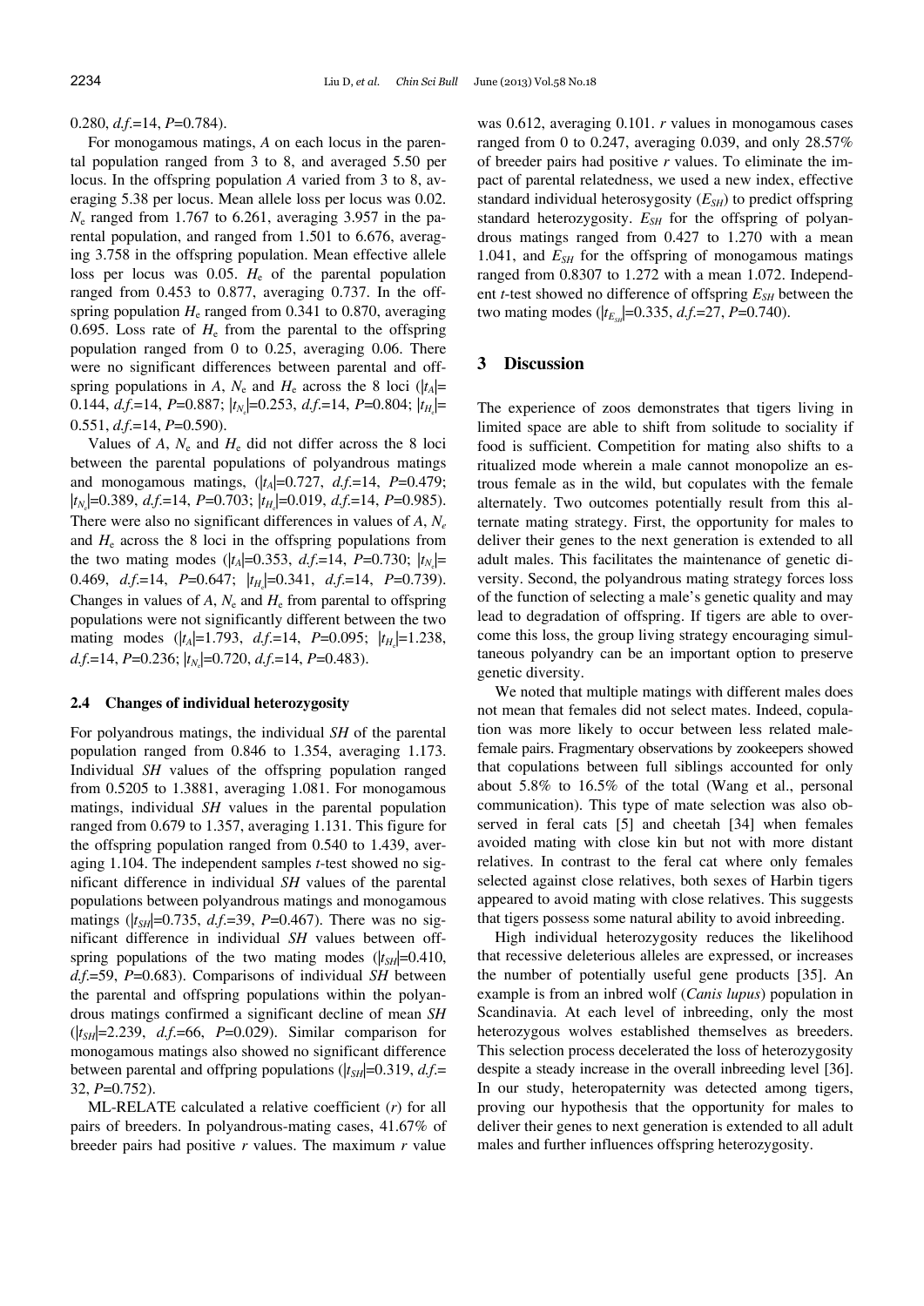0.280, *d.f.*=14, $P$=0.784).

For monogamous matings, $A$ on each locus in the parental population ranged from 3 to 8, and averaged 5.50 per locus. In the offspring population $A$ varied from 3 to 8, averaging 5.38 per locus. Mean allele loss per locus was 0.02. $N_e$ ranged from 1.767 to 6.261, averaging 3.957 in the parental population, and ranged from 1.501 to 6.676, averaging 3.758 in the offspring population. Mean effective allele loss per locus was 0.05. $H_e$ of the parental population ranged from 0.453 to 0.877, averaging 0.737. In the offspring population $H_e$ ranged from 0.341 to 0.870, averaging 0.695. Loss rate of $H_e$ from the parental to the offspring population ranged from 0 to 0.25, averaging 0.06. There were no significant differences between parental and offspring populations in $A$, $N_e$ and $H_e$ across the 8 loci ($|t_A|$= 0.144, *d.f.*=14, $P$=0.887; $|t_{N_e}|$=0.253, *d.f.*=14, $P$=0.804; $|t_{H_e}|$= 0.551, *d.f.*=14, $P$=0.590).

Values of $A$, $N_e$ and $H_e$ did not differ across the 8 loci between the parental populations of polyandrous matings and monogamous matings, ($|t_A|$=0.727, *d.f.*=14, $P$=0.479; $|t_{N_e}|$=0.389, *d.f.*=14, $P$=0.703; $|t_{H_e}|$=0.019, *d.f.*=14, $P$=0.985). There were also no significant differences in values of $A$, $N_e$ and $H_e$ across the 8 loci in the offspring populations from the two mating modes ($|t_A|$=0.353, *d.f.*=14, $P$=0.730; $|t_{N_e}|$= 0.469, *d.f.*=14, $P$=0.647; $|t_{H_e}|$=0.341, *d.f.*=14, $P$=0.739). Changes in values of $A$, $N_e$ and $H_e$ from parental to offspring populations were not significantly different between the two mating modes ($|t_A|$=1.793, *d.f.*=14, $P$=0.095; $|t_{H_e}|$=1.238, *d.f.*=14, $P$=0.236; $|t_{N_e}|$=0.720, *d.f.*=14, $P$=0.483).

### 2.4 Changes of individual heterozygosity

For polyandrous matings, the individual $SH$ of the parental population ranged from 0.846 to 1.354, averaging 1.173. Individual $SH$ values of the offspring population ranged from 0.5205 to 1.3881, averaging 1.081. For monogamous matings, individual $SH$ values in the parental population ranged from 0.679 to 1.357, averaging 1.131. This figure for the offspring population ranged from 0.540 to 1.439, averaging 1.104. The independent samples $t$-test showed no significant difference in individual $SH$ values of the parental populations between polyandrous matings and monogamous matings ($|t_{SH}|$=0.735, *d.f.*=39, $P$=0.467). There was no significant difference in individual $SH$ values between offspring populations of the two mating modes ($|t_{SH}|$=0.410, *d.f.*=59, $P$=0.683). Comparisons of individual $SH$ between the parental and offspring populations within the polyandrous matings confirmed a significant decline of mean $SH$ ($|t_{SH}|$=2.239, *d.f.*=66, $P$=0.029). Similar comparison for monogamous matings also showed no significant difference between parental and offpring populations ($|t_{SH}|$=0.319, *d.f.*= 32, $P$=0.752).

ML-RELATE calculated a relative coefficient ($r$) for all pairs of breeders. In polyandrous-mating cases, 41.67% of breeder pairs had positive $r$ values. The maximum $r$ value was 0.612, averaging 0.101. $r$ values in monogamous cases ranged from 0 to 0.247, averaging 0.039, and only 28.57% of breeder pairs had positive $r$ values. To eliminate the impact of parental relatedness, we used a new index, effective standard individual heterosygosity ($E_{SH}$) to predict offspring standard heterozygosity. $E_{SH}$ for the offspring of polyandrous matings ranged from 0.427 to 1.270 with a mean 1.041, and $E_{SH}$ for the offspring of monogamous matings ranged from 0.8307 to 1.272 with a mean 1.072. Independent $t$-test showed no difference of offspring $E_{SH}$ between the two mating modes ($|t_{E_{SH}}|$=0.335, *d.f.*=27, $P$=0.740).

## 3 Discussion

The experience of zoos demonstrates that tigers living in limited space are able to shift from solitude to sociality if food is sufficient. Competition for mating also shifts to a ritualized mode wherein a male cannot monopolize an estrous female as in the wild, but copulates with the female alternately. Two outcomes potentially result from this alternate mating strategy. First, the opportunity for males to deliver their genes to the next generation is extended to all adult males. This facilitates the maintenance of genetic diversity. Second, the polyandrous mating strategy forces loss of the function of selecting a male's genetic quality and may lead to degradation of offspring. If tigers are able to overcome this loss, the group living strategy encouraging simultaneous polyandry can be an important option to preserve genetic diversity.

We noted that multiple matings with different males does not mean that females did not select mates. Indeed, copulation was more likely to occur between less related male-female pairs. Fragmentary observations by zookeepers showed that copulations between full siblings accounted for only about 5.8% to 16.5% of the total (Wang et al., personal communication). This type of mate selection was also observed in feral cats [5] and cheetah [34] when females avoided mating with close kin but not with more distant relatives. In contrast to the feral cat where only females selected against close relatives, both sexes of Harbin tigers appeared to avoid mating with close relatives. This suggests that tigers possess some natural ability to avoid inbreeding.

High individual heterozygosity reduces the likelihood that recessive deleterious alleles are expressed, or increases the number of potentially useful gene products [35]. An example is from an inbred wolf (*Canis lupus*) population in Scandinavia. At each level of inbreeding, only the most heterozygous wolves established themselves as breeders. This selection process decelerated the loss of heterozygosity despite a steady increase in the overall inbreeding level [36]. In our study, heteropaternity was detected among tigers, proving our hypothesis that the opportunity for males to deliver their genes to next generation is extended to all adult males and further influences offspring heterozygosity.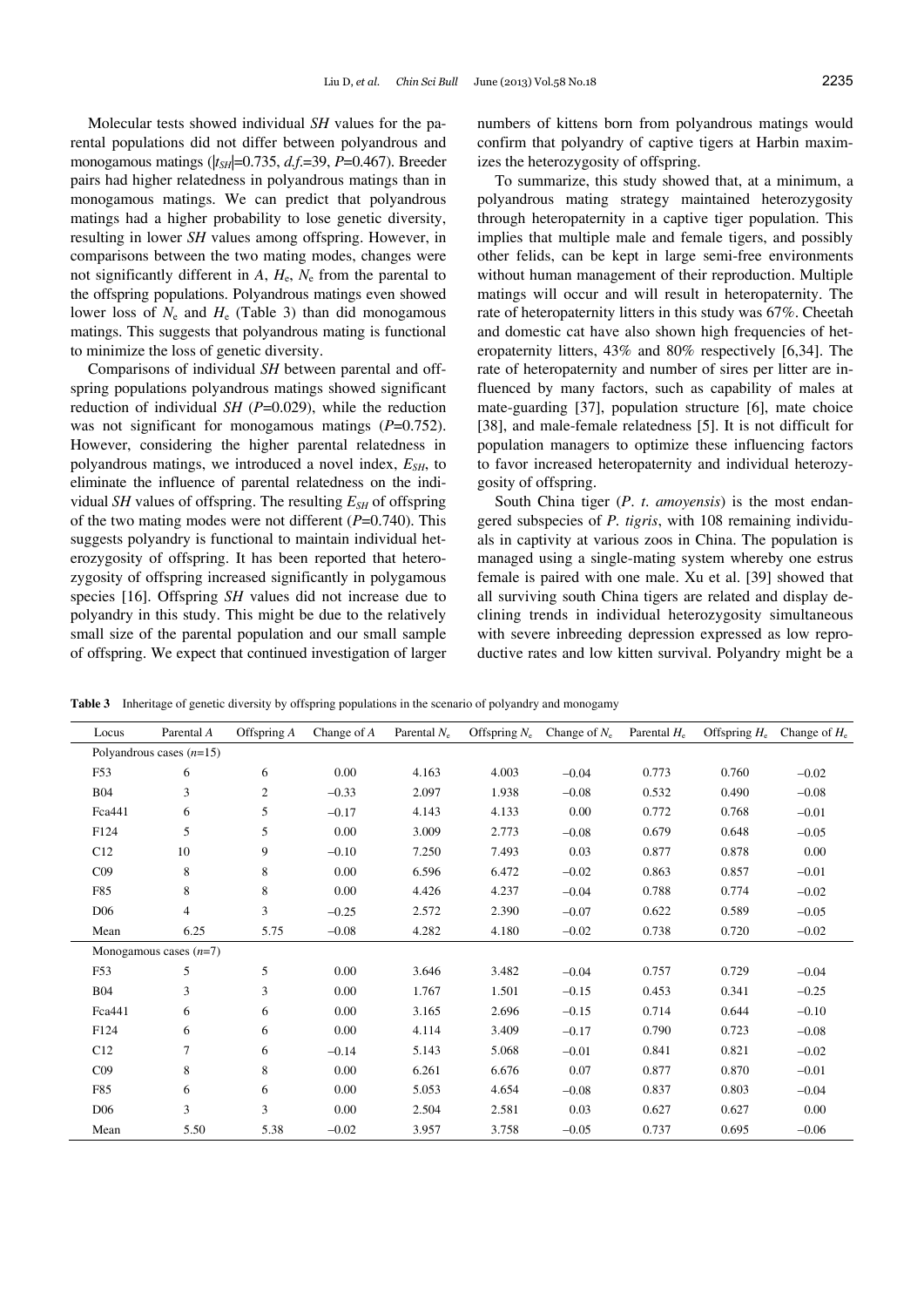Molecular tests showed individual *SH* values for the parental populations did not differ between polyandrous and monogamous matings ($|t_{SH}|$=0.735, *d.f.*=39, *P*=0.467). Breeder pairs had higher relatedness in polyandrous matings than in monogamous matings. We can predict that polyandrous matings had a higher probability to lose genetic diversity, resulting in lower *SH* values among offspring. However, in comparisons between the two mating modes, changes were not significantly different in *A*, $H_e$, $N_e$ from the parental to the offspring populations. Polyandrous matings even showed lower loss of $N_e$ and $H_e$ (Table 3) than did monogamous matings. This suggests that polyandrous mating is functional to minimize the loss of genetic diversity.

Comparisons of individual *SH* between parental and offspring populations polyandrous matings showed significant reduction of individual *SH* (*P*=0.029), while the reduction was not significant for monogamous matings (*P*=0.752). However, considering the higher parental relatedness in polyandrous matings, we introduced a novel index, $E_{SH}$, to eliminate the influence of parental relatedness on the individual *SH* values of offspring. The resulting $E_{SH}$ of offspring of the two mating modes were not different (*P*=0.740). This suggests polyandry is functional to maintain individual heterozygosity of offspring. It has been reported that heterozygosity of offspring increased significantly in polygamous species [16]. Offspring *SH* values did not increase due to polyandry in this study. This might be due to the relatively small size of the parental population and our small sample of offspring. We expect that continued investigation of larger numbers of kittens born from polyandrous matings would confirm that polyandry of captive tigers at Harbin maximizes the heterozygosity of offspring.

To summarize, this study showed that, at a minimum, a polyandrous mating strategy maintained heterozygosity through heteropaternity in a captive tiger population. This implies that multiple male and female tigers, and possibly other felids, can be kept in large semi-free environments without human management of their reproduction. Multiple matings will occur and will result in heteropaternity. The rate of heteropaternity litters in this study was 67%. Cheetah and domestic cat have also shown high frequencies of heteropaternity litters, 43% and 80% respectively [6,34]. The rate of heteropaternity and number of sires per litter are influenced by many factors, such as capability of males at mate-guarding [37], population structure [6], mate choice [38], and male-female relatedness [5]. It is not difficult for population managers to optimize these influencing factors to favor increased heteropaternity and individual heterozygosity of offspring.

South China tiger (*P. t. amoyensis*) is the most endangered subspecies of *P. tigris*, with 108 remaining individuals in captivity at various zoos in China. The population is managed using a single-mating system whereby one estrus female is paired with one male. Xu et al. [39] showed that all surviving south China tigers are related and display declining trends in individual heterozygosity simultaneous with severe inbreeding depression expressed as low reproductive rates and low kitten survival. Polyandry might be a

**Table 3** Inheritage of genetic diversity by offspring populations in the scenario of polyandry and monogamy

| Locus | Parental *A* | Offspring *A* | Change of *A* | Parental $N_e$ | Offspring $N_e$ | Change of $N_e$ | Parental $H_e$ | Offspring $H_e$ | Change of $H_e$ |
|---|---|---|---|---|---|---|---|---|---|
| Polyandrous cases (*n*=15) | | | | | | | | | |
| F53 | 6 | 6 | 0.00 | 4.163 | 4.003 | −0.04 | 0.773 | 0.760 | −0.02 |
| B04 | 3 | 2 | −0.33 | 2.097 | 1.938 | −0.08 | 0.532 | 0.490 | −0.08 |
| Fca441 | 6 | 5 | −0.17 | 4.143 | 4.133 | 0.00 | 0.772 | 0.768 | −0.01 |
| F124 | 5 | 5 | 0.00 | 3.009 | 2.773 | −0.08 | 0.679 | 0.648 | −0.05 |
| C12 | 10 | 9 | −0.10 | 7.250 | 7.493 | 0.03 | 0.877 | 0.878 | 0.00 |
| C09 | 8 | 8 | 0.00 | 6.596 | 6.472 | −0.02 | 0.863 | 0.857 | −0.01 |
| F85 | 8 | 8 | 0.00 | 4.426 | 4.237 | −0.04 | 0.788 | 0.774 | −0.02 |
| D06 | 4 | 3 | −0.25 | 2.572 | 2.390 | −0.07 | 0.622 | 0.589 | −0.05 |
| Mean | 6.25 | 5.75 | −0.08 | 4.282 | 4.180 | −0.02 | 0.738 | 0.720 | −0.02 |
| Monogamous cases (*n*=7) | | | | | | | | | |
| F53 | 5 | 5 | 0.00 | 3.646 | 3.482 | −0.04 | 0.757 | 0.729 | −0.04 |
| B04 | 3 | 3 | 0.00 | 1.767 | 1.501 | −0.15 | 0.453 | 0.341 | −0.25 |
| Fca441 | 6 | 6 | 0.00 | 3.165 | 2.696 | −0.15 | 0.714 | 0.644 | −0.10 |
| F124 | 6 | 6 | 0.00 | 4.114 | 3.409 | −0.17 | 0.790 | 0.723 | −0.08 |
| C12 | 7 | 6 | −0.14 | 5.143 | 5.068 | −0.01 | 0.841 | 0.821 | −0.02 |
| C09 | 8 | 8 | 0.00 | 6.261 | 6.676 | 0.07 | 0.877 | 0.870 | −0.01 |
| F85 | 6 | 6 | 0.00 | 5.053 | 4.654 | −0.08 | 0.837 | 0.803 | −0.04 |
| D06 | 3 | 3 | 0.00 | 2.504 | 2.581 | 0.03 | 0.627 | 0.627 | 0.00 |
| Mean | 5.50 | 5.38 | −0.02 | 3.957 | 3.758 | −0.05 | 0.737 | 0.695 | −0.06 |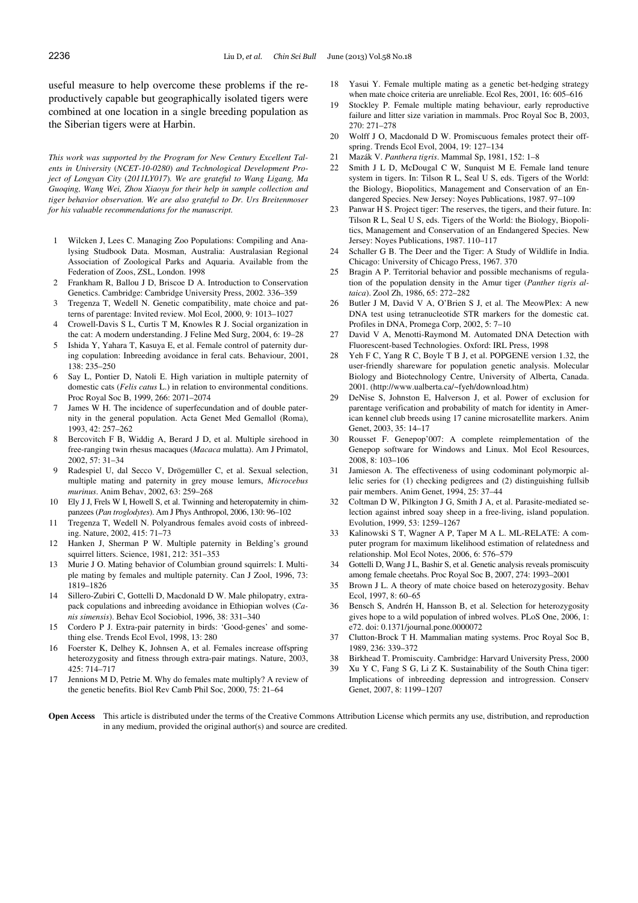useful measure to help overcome these problems if the reproductively capable but geographically isolated tigers were combined at one location in a single breeding population as the Siberian tigers were at Harbin.

*This work was supported by the Program for New Century Excellent Talents in University (NCET-10-0280) and Technological Development Project of Longyan City (2011LY017). We are grateful to Wang Ligang, Ma Guoqing, Wang Wei, Zhou Xiaoyu for their help in sample collection and tiger behavior observation. We are also grateful to Dr. Urs Breitenmoser for his valuable recommendations for the manuscript.*

1 Wilcken J, Lees C. Managing Zoo Populations: Compiling and Analysing Studbook Data. Mosman, Australia: Australasian Regional Association of Zoological Parks and Aquaria. Available from the Federation of Zoos, ZSL, London. 1998
2 Frankham R, Ballou J D, Briscoe D A. Introduction to Conservation Genetics. Cambridge: Cambridge University Press, 2002. 336–359
3 Tregenza T, Wedell N. Genetic compatibility, mate choice and patterns of parentage: Invited review. Mol Ecol, 2000, 9: 1013–1027
4 Crowell-Davis S L, Curtis T M, Knowles R J. Social organization in the cat: A modern understanding. J Feline Med Surg, 2004, 6: 19–28
5 Ishida Y, Yahara T, Kasuya E, et al. Female control of paternity during copulation: Inbreeding avoidance in feral cats. Behaviour, 2001, 138: 235–250
6 Say L, Pontier D, Natoli E. High variation in multiple paternity of domestic cats (*Felis catus* L.) in relation to environmental conditions. Proc Royal Soc B, 1999, 266: 2071–2074
7 James W H. The incidence of superfecundation and of double paternity in the general population. Acta Genet Med Gemallol (Roma), 1993, 42: 257–262
8 Bercovitch F B, Widdig A, Berard J D, et al. Multiple sirehood in free-ranging twin rhesus macaques (*Macaca* mulatta). Am J Primatol, 2002, 57: 31–34
9 Radespiel U, dal Secco V, Drögemüller C, et al. Sexual selection, multiple mating and paternity in grey mouse lemurs, *Microcebus murinus*. Anim Behav, 2002, 63: 259–268
10 Ely J J, Frels W I, Howell S, et al. Twinning and heteropaternity in chimpanzees (*Pan troglodytes*). Am J Phys Anthropol, 2006, 130: 96–102
11 Tregenza T, Wedell N. Polyandrous females avoid costs of inbreeding. Nature, 2002, 415: 71–73
12 Hanken J, Sherman P W. Multiple paternity in Belding's ground squirrel litters. Science, 1981, 212: 351–353
13 Murie J O. Mating behavior of Columbian ground squirrels: I. Multiple mating by females and multiple paternity. Can J Zool, 1996, 73: 1819–1826
14 Sillero-Zubiri C, Gottelli D, Macdonald D W. Male philopatry, extra-pack copulations and inbreeding avoidance in Ethiopian wolves (*Canis simensis*). Behav Ecol Sociobiol, 1996, 38: 331–340
15 Cordero P J. Extra-pair paternity in birds: 'Good-genes' and something else. Trends Ecol Evol, 1998, 13: 280
16 Foerster K, Delhey K, Johnsen A, et al. Females increase offspring heterozygosity and fitness through extra-pair matings. Nature, 2003, 425: 714–717
17 Jennions M D, Petrie M. Why do females mate multiply? A review of the genetic benefits. Biol Rev Camb Phil Soc, 2000, 75: 21–64
18 Yasui Y. Female multiple mating as a genetic bet-hedging strategy when mate choice criteria are unreliable. Ecol Res, 2001, 16: 605–616
19 Stockley P. Female multiple mating behaviour, early reproductive failure and litter size variation in mammals. Proc Royal Soc B, 2003, 270: 271–278
20 Wolff J O, Macdonald D W. Promiscuous females protect their offspring. Trends Ecol Evol, 2004, 19: 127–134
21 Mazák V. *Panthera tigris*. Mammal Sp, 1981, 152: 1–8
22 Smith J L D, McDougal C W, Sunquist M E. Female land tenure system in tigers. In: Tilson R L, Seal U S, eds. Tigers of the World: the Biology, Biopolitics, Management and Conservation of an Endangered Species. New Jersey: Noyes Publications, 1987. 97–109
23 Panwar H S. Project tiger: The reserves, the tigers, and their future. In: Tilson R L, Seal U S, eds. Tigers of the World: the Biology, Biopolitics, Management and Conservation of an Endangered Species. New Jersey: Noyes Publications, 1987. 110–117
24 Schaller G B. The Deer and the Tiger: A Study of Wildlife in India. Chicago: University of Chicago Press, 1967. 370
25 Bragin A P. Territorial behavior and possible mechanisms of regulation of the population density in the Amur tiger (*Panther tigris altaica*). Zool Zh, 1986, 65: 272–282
26 Butler J M, David V A, O'Brien S J, et al. The MeowPlex: A new DNA test using tetranucleotide STR markers for the domestic cat. Profiles in DNA, Promega Corp, 2002, 5: 7–10
27 David V A, Menotti-Raymond M. Automated DNA Detection with Fluorescent-based Technologies. Oxford: IRL Press, 1998
28 Yeh F C, Yang R C, Boyle T B J, et al. POPGENE version 1.32, the user-friendly shareware for population genetic analysis. Molecular Biology and Biotechnology Centre, University of Alberta, Canada. 2001. (http://www.ualberta.ca/~fyeh/download.htm)
29 DeNise S, Johnston E, Halverson J, et al. Power of exclusion for parentage verification and probability of match for identity in American kennel club breeds using 17 canine microsatellite markers. Anim Genet, 2003, 35: 14–17
30 Rousset F. Genepop'007: A complete reimplementation of the Genepop software for Windows and Linux. Mol Ecol Resources, 2008, 8: 103–106
31 Jamieson A. The effectiveness of using codominant polymorpic allelic series for (1) checking pedigrees and (2) distinguishing fullsib pair members. Anim Genet, 1994, 25: 37–44
32 Coltman D W, Pilkington J G, Smith J A, et al. Parasite-mediated selection against inbred soay sheep in a free-living, island population. Evolution, 1999, 53: 1259–1267
33 Kalinowski S T, Wagner A P, Taper M A L. ML-RELATE: A computer program for maximum likelihood estimation of relatedness and relationship. Mol Ecol Notes, 2006, 6: 576–579
34 Gottelli D, Wang J L, Bashir S, et al. Genetic analysis reveals promiscuity among female cheetahs. Proc Royal Soc B, 2007, 274: 1993–2001
35 Brown J L. A theory of mate choice based on heterozygosity. Behav Ecol, 1997, 8: 60–65
36 Bensch S, Andrén H, Hansson B, et al. Selection for heterozygosity gives hope to a wild population of inbred wolves. PLoS One, 2006, 1: e72. doi: 0.1371/journal.pone.0000072
37 Clutton-Brock T H. Mammalian mating systems. Proc Royal Soc B, 1989, 236: 339–372
38 Birkhead T. Promiscuity. Cambridge: Harvard University Press, 2000
39 Xu Y C, Fang S G, Li Z K. Sustainability of the South China tiger: Implications of inbreeding depression and introgression. Conserv Genet, 2007, 8: 1199–1207

**Open Access** This article is distributed under the terms of the Creative Commons Attribution License which permits any use, distribution, and reproduction in any medium, provided the original author(s) and source are credited.